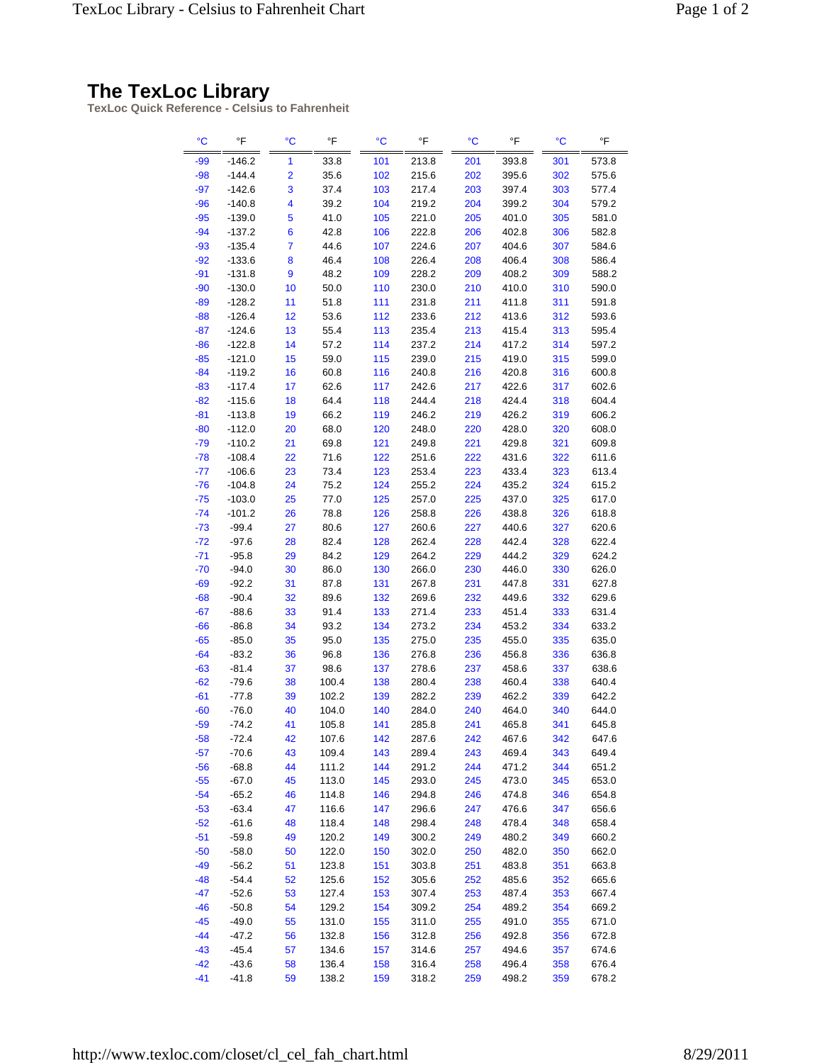# The TexLoc Library

**TexLoc Quick Reference - Celsius to Fahrenheit**

| °C | °F | °C | °F | °C | °F | °C | °F | °C | °F |
|---|---|---|---|---|---|---|---|---|---|
| -99 | -146.2 | 1 | 33.8 | 101 | 213.8 | 201 | 393.8 | 301 | 573.8 |
| -98 | -144.4 | 2 | 35.6 | 102 | 215.6 | 202 | 395.6 | 302 | 575.6 |
| -97 | -142.6 | 3 | 37.4 | 103 | 217.4 | 203 | 397.4 | 303 | 577.4 |
| -96 | -140.8 | 4 | 39.2 | 104 | 219.2 | 204 | 399.2 | 304 | 579.2 |
| -95 | -139.0 | 5 | 41.0 | 105 | 221.0 | 205 | 401.0 | 305 | 581.0 |
| -94 | -137.2 | 6 | 42.8 | 106 | 222.8 | 206 | 402.8 | 306 | 582.8 |
| -93 | -135.4 | 7 | 44.6 | 107 | 224.6 | 207 | 404.6 | 307 | 584.6 |
| -92 | -133.6 | 8 | 46.4 | 108 | 226.4 | 208 | 406.4 | 308 | 586.4 |
| -91 | -131.8 | 9 | 48.2 | 109 | 228.2 | 209 | 408.2 | 309 | 588.2 |
| -90 | -130.0 | 10 | 50.0 | 110 | 230.0 | 210 | 410.0 | 310 | 590.0 |
| -89 | -128.2 | 11 | 51.8 | 111 | 231.8 | 211 | 411.8 | 311 | 591.8 |
| -88 | -126.4 | 12 | 53.6 | 112 | 233.6 | 212 | 413.6 | 312 | 593.6 |
| -87 | -124.6 | 13 | 55.4 | 113 | 235.4 | 213 | 415.4 | 313 | 595.4 |
| -86 | -122.8 | 14 | 57.2 | 114 | 237.2 | 214 | 417.2 | 314 | 597.2 |
| -85 | -121.0 | 15 | 59.0 | 115 | 239.0 | 215 | 419.0 | 315 | 599.0 |
| -84 | -119.2 | 16 | 60.8 | 116 | 240.8 | 216 | 420.8 | 316 | 600.8 |
| -83 | -117.4 | 17 | 62.6 | 117 | 242.6 | 217 | 422.6 | 317 | 602.6 |
| -82 | -115.6 | 18 | 64.4 | 118 | 244.4 | 218 | 424.4 | 318 | 604.4 |
| -81 | -113.8 | 19 | 66.2 | 119 | 246.2 | 219 | 426.2 | 319 | 606.2 |
| -80 | -112.0 | 20 | 68.0 | 120 | 248.0 | 220 | 428.0 | 320 | 608.0 |
| -79 | -110.2 | 21 | 69.8 | 121 | 249.8 | 221 | 429.8 | 321 | 609.8 |
| -78 | -108.4 | 22 | 71.6 | 122 | 251.6 | 222 | 431.6 | 322 | 611.6 |
| -77 | -106.6 | 23 | 73.4 | 123 | 253.4 | 223 | 433.4 | 323 | 613.4 |
| -76 | -104.8 | 24 | 75.2 | 124 | 255.2 | 224 | 435.2 | 324 | 615.2 |
| -75 | -103.0 | 25 | 77.0 | 125 | 257.0 | 225 | 437.0 | 325 | 617.0 |
| -74 | -101.2 | 26 | 78.8 | 126 | 258.8 | 226 | 438.8 | 326 | 618.8 |
| -73 | -99.4 | 27 | 80.6 | 127 | 260.6 | 227 | 440.6 | 327 | 620.6 |
| -72 | -97.6 | 28 | 82.4 | 128 | 262.4 | 228 | 442.4 | 328 | 622.4 |
| -71 | -95.8 | 29 | 84.2 | 129 | 264.2 | 229 | 444.2 | 329 | 624.2 |
| -70 | -94.0 | 30 | 86.0 | 130 | 266.0 | 230 | 446.0 | 330 | 626.0 |
| -69 | -92.2 | 31 | 87.8 | 131 | 267.8 | 231 | 447.8 | 331 | 627.8 |
| -68 | -90.4 | 32 | 89.6 | 132 | 269.6 | 232 | 449.6 | 332 | 629.6 |
| -67 | -88.6 | 33 | 91.4 | 133 | 271.4 | 233 | 451.4 | 333 | 631.4 |
| -66 | -86.8 | 34 | 93.2 | 134 | 273.2 | 234 | 453.2 | 334 | 633.2 |
| -65 | -85.0 | 35 | 95.0 | 135 | 275.0 | 235 | 455.0 | 335 | 635.0 |
| -64 | -83.2 | 36 | 96.8 | 136 | 276.8 | 236 | 456.8 | 336 | 636.8 |
| -63 | -81.4 | 37 | 98.6 | 137 | 278.6 | 237 | 458.6 | 337 | 638.6 |
| -62 | -79.6 | 38 | 100.4 | 138 | 280.4 | 238 | 460.4 | 338 | 640.4 |
| -61 | -77.8 | 39 | 102.2 | 139 | 282.2 | 239 | 462.2 | 339 | 642.2 |
| -60 | -76.0 | 40 | 104.0 | 140 | 284.0 | 240 | 464.0 | 340 | 644.0 |
| -59 | -74.2 | 41 | 105.8 | 141 | 285.8 | 241 | 465.8 | 341 | 645.8 |
| -58 | -72.4 | 42 | 107.6 | 142 | 287.6 | 242 | 467.6 | 342 | 647.6 |
| -57 | -70.6 | 43 | 109.4 | 143 | 289.4 | 243 | 469.4 | 343 | 649.4 |
| -56 | -68.8 | 44 | 111.2 | 144 | 291.2 | 244 | 471.2 | 344 | 651.2 |
| -55 | -67.0 | 45 | 113.0 | 145 | 293.0 | 245 | 473.0 | 345 | 653.0 |
| -54 | -65.2 | 46 | 114.8 | 146 | 294.8 | 246 | 474.8 | 346 | 654.8 |
| -53 | -63.4 | 47 | 116.6 | 147 | 296.6 | 247 | 476.6 | 347 | 656.6 |
| -52 | -61.6 | 48 | 118.4 | 148 | 298.4 | 248 | 478.4 | 348 | 658.4 |
| -51 | -59.8 | 49 | 120.2 | 149 | 300.2 | 249 | 480.2 | 349 | 660.2 |
| -50 | -58.0 | 50 | 122.0 | 150 | 302.0 | 250 | 482.0 | 350 | 662.0 |
| -49 | -56.2 | 51 | 123.8 | 151 | 303.8 | 251 | 483.8 | 351 | 663.8 |
| -48 | -54.4 | 52 | 125.6 | 152 | 305.6 | 252 | 485.6 | 352 | 665.6 |
| -47 | -52.6 | 53 | 127.4 | 153 | 307.4 | 253 | 487.4 | 353 | 667.4 |
| -46 | -50.8 | 54 | 129.2 | 154 | 309.2 | 254 | 489.2 | 354 | 669.2 |
| -45 | -49.0 | 55 | 131.0 | 155 | 311.0 | 255 | 491.0 | 355 | 671.0 |
| -44 | -47.2 | 56 | 132.8 | 156 | 312.8 | 256 | 492.8 | 356 | 672.8 |
| -43 | -45.4 | 57 | 134.6 | 157 | 314.6 | 257 | 494.6 | 357 | 674.6 |
| -42 | -43.6 | 58 | 136.4 | 158 | 316.4 | 258 | 496.4 | 358 | 676.4 |
| -41 | -41.8 | 59 | 138.2 | 159 | 318.2 | 259 | 498.2 | 359 | 678.2 |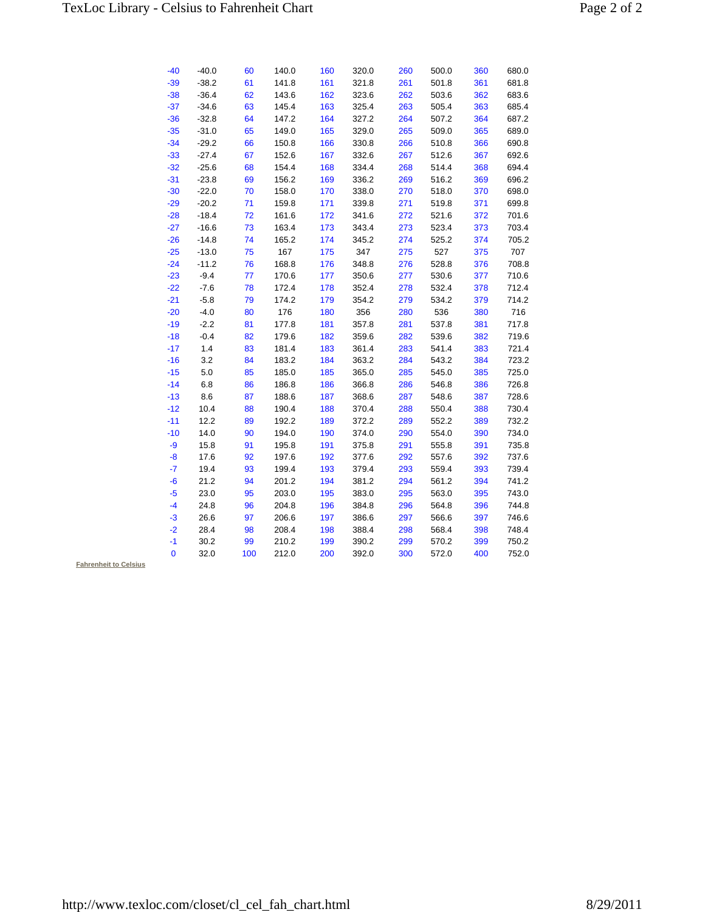| | | | | | | | | | |
|---|---|---|---|---|---|---|---|---|---|
| -40 | -40.0 | 60 | 140.0 | 160 | 320.0 | 260 | 500.0 | 360 | 680.0 |
| -39 | -38.2 | 61 | 141.8 | 161 | 321.8 | 261 | 501.8 | 361 | 681.8 |
| -38 | -36.4 | 62 | 143.6 | 162 | 323.6 | 262 | 503.6 | 362 | 683.6 |
| -37 | -34.6 | 63 | 145.4 | 163 | 325.4 | 263 | 505.4 | 363 | 685.4 |
| -36 | -32.8 | 64 | 147.2 | 164 | 327.2 | 264 | 507.2 | 364 | 687.2 |
| -35 | -31.0 | 65 | 149.0 | 165 | 329.0 | 265 | 509.0 | 365 | 689.0 |
| -34 | -29.2 | 66 | 150.8 | 166 | 330.8 | 266 | 510.8 | 366 | 690.8 |
| -33 | -27.4 | 67 | 152.6 | 167 | 332.6 | 267 | 512.6 | 367 | 692.6 |
| -32 | -25.6 | 68 | 154.4 | 168 | 334.4 | 268 | 514.4 | 368 | 694.4 |
| -31 | -23.8 | 69 | 156.2 | 169 | 336.2 | 269 | 516.2 | 369 | 696.2 |
| -30 | -22.0 | 70 | 158.0 | 170 | 338.0 | 270 | 518.0 | 370 | 698.0 |
| -29 | -20.2 | 71 | 159.8 | 171 | 339.8 | 271 | 519.8 | 371 | 699.8 |
| -28 | -18.4 | 72 | 161.6 | 172 | 341.6 | 272 | 521.6 | 372 | 701.6 |
| -27 | -16.6 | 73 | 163.4 | 173 | 343.4 | 273 | 523.4 | 373 | 703.4 |
| -26 | -14.8 | 74 | 165.2 | 174 | 345.2 | 274 | 525.2 | 374 | 705.2 |
| -25 | -13.0 | 75 | 167 | 175 | 347 | 275 | 527 | 375 | 707 |
| -24 | -11.2 | 76 | 168.8 | 176 | 348.8 | 276 | 528.8 | 376 | 708.8 |
| -23 | -9.4 | 77 | 170.6 | 177 | 350.6 | 277 | 530.6 | 377 | 710.6 |
| -22 | -7.6 | 78 | 172.4 | 178 | 352.4 | 278 | 532.4 | 378 | 712.4 |
| -21 | -5.8 | 79 | 174.2 | 179 | 354.2 | 279 | 534.2 | 379 | 714.2 |
| -20 | -4.0 | 80 | 176 | 180 | 356 | 280 | 536 | 380 | 716 |
| -19 | -2.2 | 81 | 177.8 | 181 | 357.8 | 281 | 537.8 | 381 | 717.8 |
| -18 | -0.4 | 82 | 179.6 | 182 | 359.6 | 282 | 539.6 | 382 | 719.6 |
| -17 | 1.4 | 83 | 181.4 | 183 | 361.4 | 283 | 541.4 | 383 | 721.4 |
| -16 | 3.2 | 84 | 183.2 | 184 | 363.2 | 284 | 543.2 | 384 | 723.2 |
| -15 | 5.0 | 85 | 185.0 | 185 | 365.0 | 285 | 545.0 | 385 | 725.0 |
| -14 | 6.8 | 86 | 186.8 | 186 | 366.8 | 286 | 546.8 | 386 | 726.8 |
| -13 | 8.6 | 87 | 188.6 | 187 | 368.6 | 287 | 548.6 | 387 | 728.6 |
| -12 | 10.4 | 88 | 190.4 | 188 | 370.4 | 288 | 550.4 | 388 | 730.4 |
| -11 | 12.2 | 89 | 192.2 | 189 | 372.2 | 289 | 552.2 | 389 | 732.2 |
| -10 | 14.0 | 90 | 194.0 | 190 | 374.0 | 290 | 554.0 | 390 | 734.0 |
| -9 | 15.8 | 91 | 195.8 | 191 | 375.8 | 291 | 555.8 | 391 | 735.8 |
| -8 | 17.6 | 92 | 197.6 | 192 | 377.6 | 292 | 557.6 | 392 | 737.6 |
| -7 | 19.4 | 93 | 199.4 | 193 | 379.4 | 293 | 559.4 | 393 | 739.4 |
| -6 | 21.2 | 94 | 201.2 | 194 | 381.2 | 294 | 561.2 | 394 | 741.2 |
| -5 | 23.0 | 95 | 203.0 | 195 | 383.0 | 295 | 563.0 | 395 | 743.0 |
| -4 | 24.8 | 96 | 204.8 | 196 | 384.8 | 296 | 564.8 | 396 | 744.8 |
| -3 | 26.6 | 97 | 206.6 | 197 | 386.6 | 297 | 566.6 | 397 | 746.6 |
| -2 | 28.4 | 98 | 208.4 | 198 | 388.4 | 298 | 568.4 | 398 | 748.4 |
| -1 | 30.2 | 99 | 210.2 | 199 | 390.2 | 299 | 570.2 | 399 | 750.2 |
| 0 | 32.0 | 100 | 212.0 | 200 | 392.0 | 300 | 572.0 | 400 | 752.0 |

Fahrenheit to Celsius